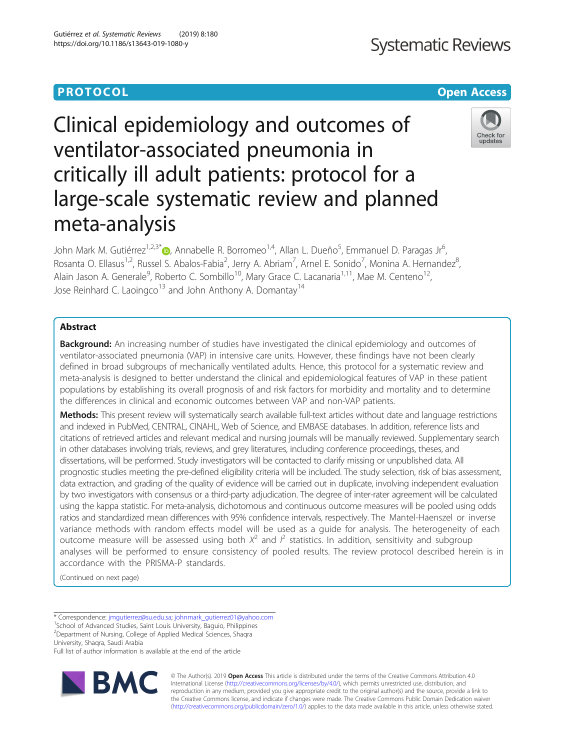PROTOCOL

Open Access

# Clinical epidemiology and outcomes of ventilator-associated pneumonia in critically ill adult patients: protocol for a large-scale systematic review and planned meta-analysis

John Mark M. Gutiérrez[1,2,3*], Annabelle R. Borromeo[1,4], Allan L. Dueño[5], Emmanuel D. Paragas Jr[6], Rosanta O. Ellasus[1,2], Russel S. Abalos-Fabia[2], Jerry A. Abriam[7], Arnel E. Sonido[7], Monina A. Hernandez[8], Alain Jason A. Generale[9], Roberto C. Sombillo[10], Mary Grace C. Lacanaria[1,11], Mae M. Centeno[12], Jose Reinhard C. Laoingco[13] and John Anthony A. Domantay[14]

## Abstract

**Background:** An increasing number of studies have investigated the clinical epidemiology and outcomes of ventilator-associated pneumonia (VAP) in intensive care units. However, these findings have not been clearly defined in broad subgroups of mechanically ventilated adults. Hence, this protocol for a systematic review and meta-analysis is designed to better understand the clinical and epidemiological features of VAP in these patient populations by establishing its overall prognosis of and risk factors for morbidity and mortality and to determine the differences in clinical and economic outcomes between VAP and non-VAP patients.

**Methods:** This present review will systematically search available full-text articles without date and language restrictions and indexed in PubMed, CENTRAL, CINAHL, Web of Science, and EMBASE databases. In addition, reference lists and citations of retrieved articles and relevant medical and nursing journals will be manually reviewed. Supplementary search in other databases involving trials, reviews, and grey literatures, including conference proceedings, theses, and dissertations, will be performed. Study investigators will be contacted to clarify missing or unpublished data. All prognostic studies meeting the pre-defined eligibility criteria will be included. The study selection, risk of bias assessment, data extraction, and grading of the quality of evidence will be carried out in duplicate, involving independent evaluation by two investigators with consensus or a third-party adjudication. The degree of inter-rater agreement will be calculated using the kappa statistic. For meta-analysis, dichotomous and continuous outcome measures will be pooled using odds ratios and standardized mean differences with 95% confidence intervals, respectively. The Mantel-Haenszel or inverse variance methods with random effects model will be used as a guide for analysis. The heterogeneity of each outcome measure will be assessed using both $X^2$ and $I^2$ statistics. In addition, sensitivity and subgroup analyses will be performed to ensure consistency of pooled results. The review protocol described herein is in accordance with the PRISMA-P standards.

(Continued on next page)

* Correspondence: jmgutierrez@su.edu.sa; johnmark_gutierrez01@yahoo.com
[1]School of Advanced Studies, Saint Louis University, Baguio, Philippines
[2]Department of Nursing, College of Applied Medical Sciences, Shaqra University, Shaqra, Saudi Arabia
Full list of author information is available at the end of the article

© The Author(s). 2019 **Open Access** This article is distributed under the terms of the Creative Commons Attribution 4.0 International License (http://creativecommons.org/licenses/by/4.0/), which permits unrestricted use, distribution, and reproduction in any medium, provided you give appropriate credit to the original author(s) and the source, provide a link to the Creative Commons license, and indicate if changes were made. The Creative Commons Public Domain Dedication waiver (http://creativecommons.org/publicdomain/zero/1.0/) applies to the data made available in this article, unless otherwise stated.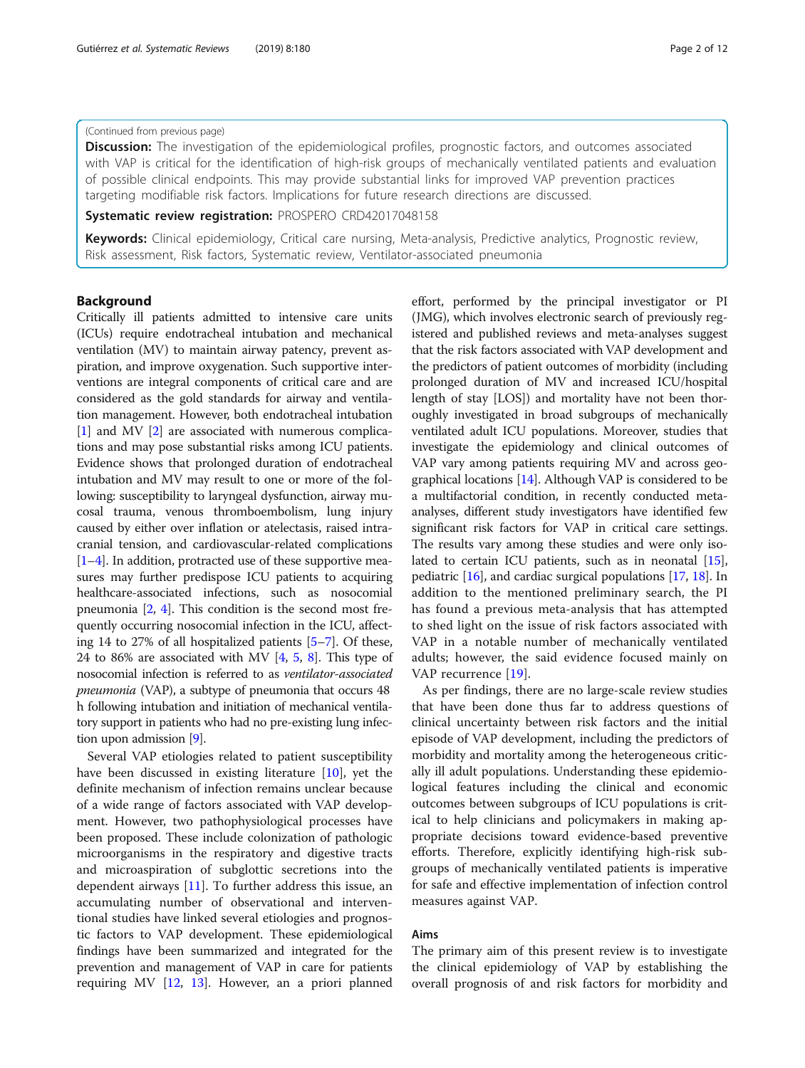(Continued from previous page)

**Discussion:** The investigation of the epidemiological profiles, prognostic factors, and outcomes associated with VAP is critical for the identification of high-risk groups of mechanically ventilated patients and evaluation of possible clinical endpoints. This may provide substantial links for improved VAP prevention practices targeting modifiable risk factors. Implications for future research directions are discussed.

**Systematic review registration:** PROSPERO CRD42017048158

**Keywords:** Clinical epidemiology, Critical care nursing, Meta-analysis, Predictive analytics, Prognostic review, Risk assessment, Risk factors, Systematic review, Ventilator-associated pneumonia

## Background

Critically ill patients admitted to intensive care units (ICUs) require endotracheal intubation and mechanical ventilation (MV) to maintain airway patency, prevent aspiration, and improve oxygenation. Such supportive interventions are integral components of critical care and are considered as the gold standards for airway and ventilation management. However, both endotracheal intubation [1] and MV [2] are associated with numerous complications and may pose substantial risks among ICU patients. Evidence shows that prolonged duration of endotracheal intubation and MV may result to one or more of the following: susceptibility to laryngeal dysfunction, airway mucosal trauma, venous thromboembolism, lung injury caused by either over inflation or atelectasis, raised intracranial tension, and cardiovascular-related complications [1–4]. In addition, protracted use of these supportive measures may further predispose ICU patients to acquiring healthcare-associated infections, such as nosocomial pneumonia [2, 4]. This condition is the second most frequently occurring nosocomial infection in the ICU, affecting 14 to 27% of all hospitalized patients [5–7]. Of these, 24 to 86% are associated with MV [4, 5, 8]. This type of nosocomial infection is referred to as *ventilator-associated pneumonia* (VAP), a subtype of pneumonia that occurs 48 h following intubation and initiation of mechanical ventilatory support in patients who had no pre-existing lung infection upon admission [9].

Several VAP etiologies related to patient susceptibility have been discussed in existing literature [10], yet the definite mechanism of infection remains unclear because of a wide range of factors associated with VAP development. However, two pathophysiological processes have been proposed. These include colonization of pathologic microorganisms in the respiratory and digestive tracts and microaspiration of subglottic secretions into the dependent airways [11]. To further address this issue, an accumulating number of observational and interventional studies have linked several etiologies and prognostic factors to VAP development. These epidemiological findings have been summarized and integrated for the prevention and management of VAP in care for patients requiring MV [12, 13]. However, an a priori planned effort, performed by the principal investigator or PI (JMG), which involves electronic search of previously registered and published reviews and meta-analyses suggest that the risk factors associated with VAP development and the predictors of patient outcomes of morbidity (including prolonged duration of MV and increased ICU/hospital length of stay [LOS]) and mortality have not been thoroughly investigated in broad subgroups of mechanically ventilated adult ICU populations. Moreover, studies that investigate the epidemiology and clinical outcomes of VAP vary among patients requiring MV and across geographical locations [14]. Although VAP is considered to be a multifactorial condition, in recently conducted meta-analyses, different study investigators have identified few significant risk factors for VAP in critical care settings. The results vary among these studies and were only isolated to certain ICU patients, such as in neonatal [15], pediatric [16], and cardiac surgical populations [17, 18]. In addition to the mentioned preliminary search, the PI has found a previous meta-analysis that has attempted to shed light on the issue of risk factors associated with VAP in a notable number of mechanically ventilated adults; however, the said evidence focused mainly on VAP recurrence [19].

As per findings, there are no large-scale review studies that have been done thus far to address questions of clinical uncertainty between risk factors and the initial episode of VAP development, including the predictors of morbidity and mortality among the heterogeneous critically ill adult populations. Understanding these epidemiological features including the clinical and economic outcomes between subgroups of ICU populations is critical to help clinicians and policymakers in making appropriate decisions toward evidence-based preventive efforts. Therefore, explicitly identifying high-risk subgroups of mechanically ventilated patients is imperative for safe and effective implementation of infection control measures against VAP.

### Aims

The primary aim of this present review is to investigate the clinical epidemiology of VAP by establishing the overall prognosis of and risk factors for morbidity and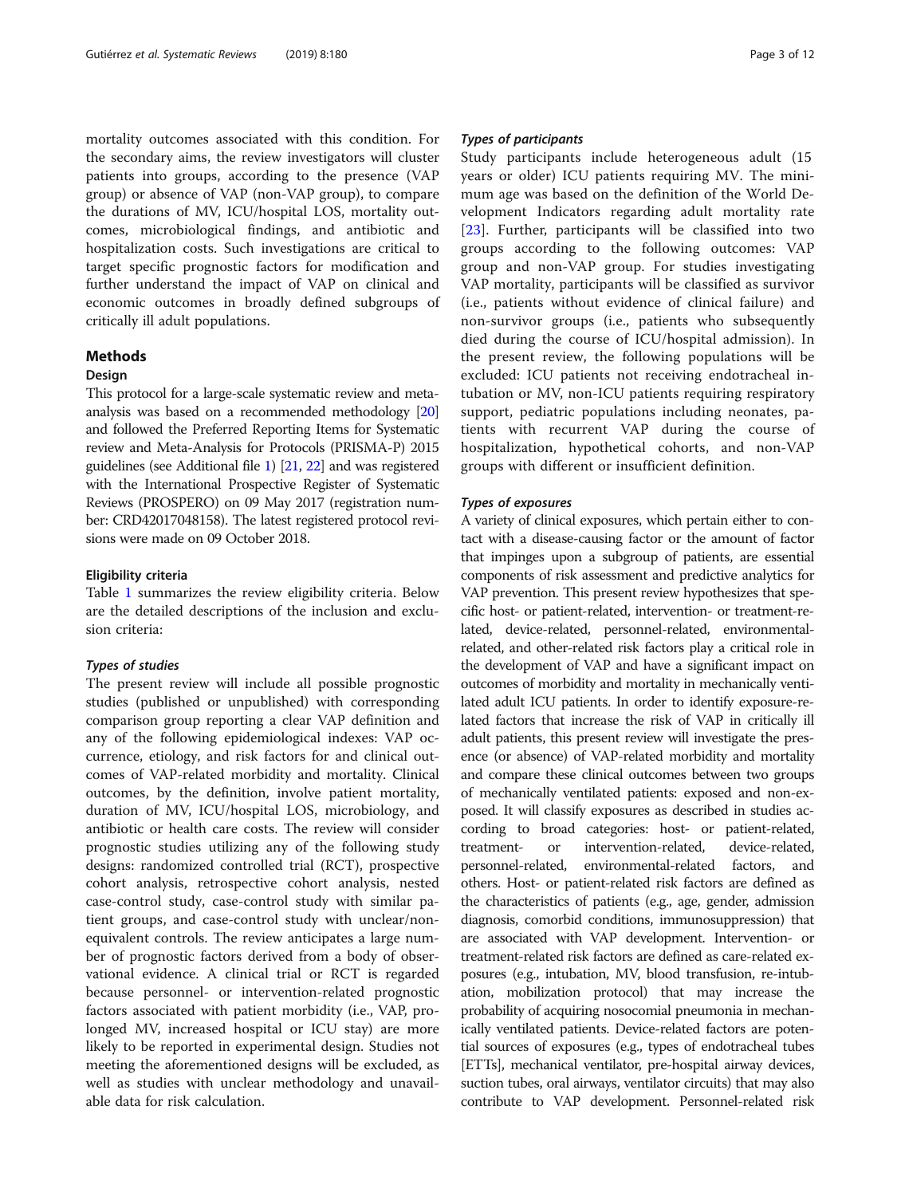mortality outcomes associated with this condition. For the secondary aims, the review investigators will cluster patients into groups, according to the presence (VAP group) or absence of VAP (non-VAP group), to compare the durations of MV, ICU/hospital LOS, mortality outcomes, microbiological findings, and antibiotic and hospitalization costs. Such investigations are critical to target specific prognostic factors for modification and further understand the impact of VAP on clinical and economic outcomes in broadly defined subgroups of critically ill adult populations.

## Methods

### Design

This protocol for a large-scale systematic review and meta-analysis was based on a recommended methodology [20] and followed the Preferred Reporting Items for Systematic review and Meta-Analysis for Protocols (PRISMA-P) 2015 guidelines (see Additional file 1) [21, 22] and was registered with the International Prospective Register of Systematic Reviews (PROSPERO) on 09 May 2017 (registration number: CRD42017048158). The latest registered protocol revisions were made on 09 October 2018.

### Eligibility criteria

Table 1 summarizes the review eligibility criteria. Below are the detailed descriptions of the inclusion and exclusion criteria:

#### *Types of studies*

The present review will include all possible prognostic studies (published or unpublished) with corresponding comparison group reporting a clear VAP definition and any of the following epidemiological indexes: VAP occurrence, etiology, and risk factors for and clinical outcomes of VAP-related morbidity and mortality. Clinical outcomes, by the definition, involve patient mortality, duration of MV, ICU/hospital LOS, microbiology, and antibiotic or health care costs. The review will consider prognostic studies utilizing any of the following study designs: randomized controlled trial (RCT), prospective cohort analysis, retrospective cohort analysis, nested case-control study, case-control study with similar patient groups, and case-control study with unclear/non-equivalent controls. The review anticipates a large number of prognostic factors derived from a body of observational evidence. A clinical trial or RCT is regarded because personnel- or intervention-related prognostic factors associated with patient morbidity (i.e., VAP, prolonged MV, increased hospital or ICU stay) are more likely to be reported in experimental design. Studies not meeting the aforementioned designs will be excluded, as well as studies with unclear methodology and unavailable data for risk calculation.

#### *Types of participants*

Study participants include heterogeneous adult (15 years or older) ICU patients requiring MV. The minimum age was based on the definition of the World Development Indicators regarding adult mortality rate [23]. Further, participants will be classified into two groups according to the following outcomes: VAP group and non-VAP group. For studies investigating VAP mortality, participants will be classified as survivor (i.e., patients without evidence of clinical failure) and non-survivor groups (i.e., patients who subsequently died during the course of ICU/hospital admission). In the present review, the following populations will be excluded: ICU patients not receiving endotracheal intubation or MV, non-ICU patients requiring respiratory support, pediatric populations including neonates, patients with recurrent VAP during the course of hospitalization, hypothetical cohorts, and non-VAP groups with different or insufficient definition.

#### *Types of exposures*

A variety of clinical exposures, which pertain either to contact with a disease-causing factor or the amount of factor that impinges upon a subgroup of patients, are essential components of risk assessment and predictive analytics for VAP prevention. This present review hypothesizes that specific host- or patient-related, intervention- or treatment-related, device-related, personnel-related, environmental-related, and other-related risk factors play a critical role in the development of VAP and have a significant impact on outcomes of morbidity and mortality in mechanically ventilated adult ICU patients. In order to identify exposure-related factors that increase the risk of VAP in critically ill adult patients, this present review will investigate the presence (or absence) of VAP-related morbidity and mortality and compare these clinical outcomes between two groups of mechanically ventilated patients: exposed and non-exposed. It will classify exposures as described in studies according to broad categories: host- or patient-related, treatment- or intervention-related, device-related, personnel-related, environmental-related factors, and others. Host- or patient-related risk factors are defined as the characteristics of patients (e.g., age, gender, admission diagnosis, comorbid conditions, immunosuppression) that are associated with VAP development. Intervention- or treatment-related risk factors are defined as care-related exposures (e.g., intubation, MV, blood transfusion, re-intubation, mobilization protocol) that may increase the probability of acquiring nosocomial pneumonia in mechanically ventilated patients. Device-related factors are potential sources of exposures (e.g., types of endotracheal tubes [ETTs], mechanical ventilator, pre-hospital airway devices, suction tubes, oral airways, ventilator circuits) that may also contribute to VAP development. Personnel-related risk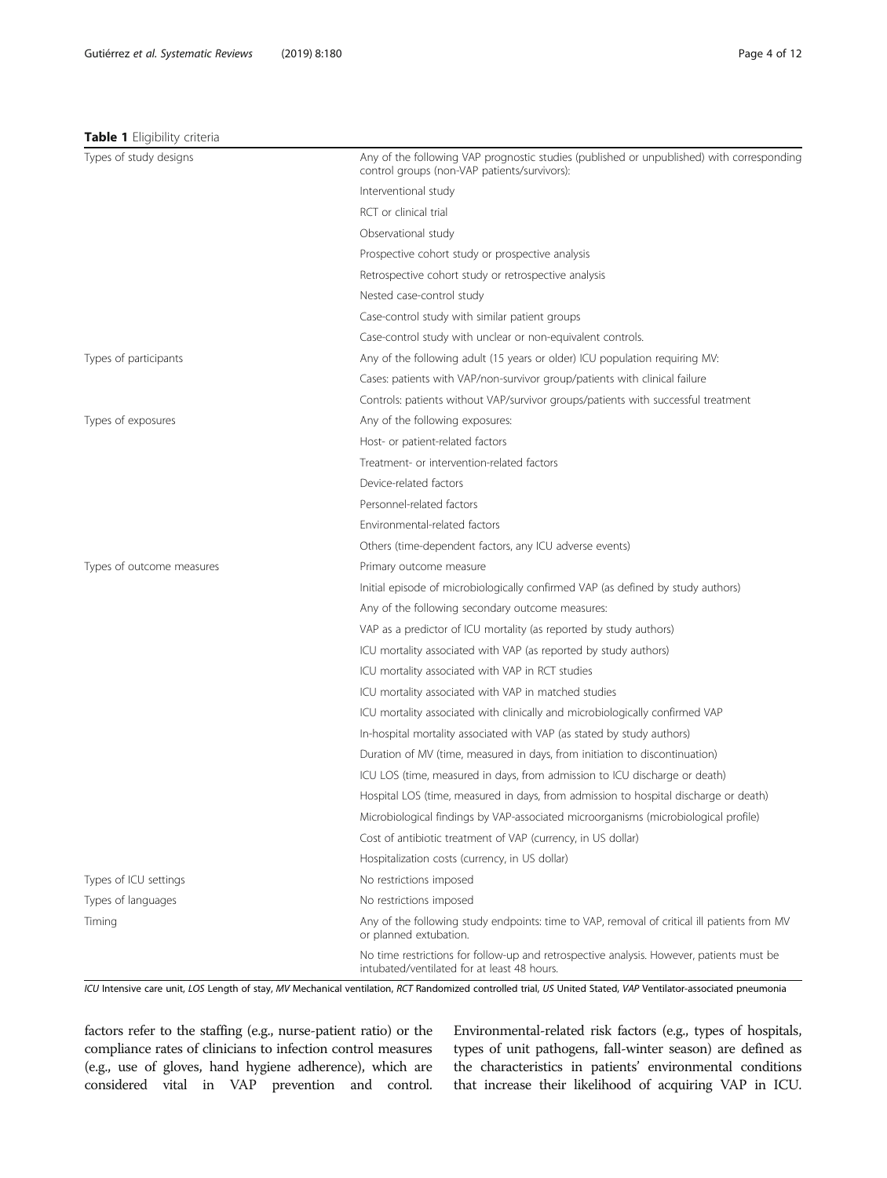**Table 1** Eligibility criteria

| | |
|---|---|
| Types of study designs | Any of the following VAP prognostic studies (published or unpublished) with corresponding control groups (non-VAP patients/survivors): |
| | Interventional study |
| | RCT or clinical trial |
| | Observational study |
| | Prospective cohort study or prospective analysis |
| | Retrospective cohort study or retrospective analysis |
| | Nested case-control study |
| | Case-control study with similar patient groups |
| | Case-control study with unclear or non-equivalent controls. |
| Types of participants | Any of the following adult (15 years or older) ICU population requiring MV: |
| | Cases: patients with VAP/non-survivor group/patients with clinical failure |
| | Controls: patients without VAP/survivor groups/patients with successful treatment |
| Types of exposures | Any of the following exposures: |
| | Host- or patient-related factors |
| | Treatment- or intervention-related factors |
| | Device-related factors |
| | Personnel-related factors |
| | Environmental-related factors |
| | Others (time-dependent factors, any ICU adverse events) |
| Types of outcome measures | Primary outcome measure |
| | Initial episode of microbiologically confirmed VAP (as defined by study authors) |
| | Any of the following secondary outcome measures: |
| | VAP as a predictor of ICU mortality (as reported by study authors) |
| | ICU mortality associated with VAP (as reported by study authors) |
| | ICU mortality associated with VAP in RCT studies |
| | ICU mortality associated with VAP in matched studies |
| | ICU mortality associated with clinically and microbiologically confirmed VAP |
| | In-hospital mortality associated with VAP (as stated by study authors) |
| | Duration of MV (time, measured in days, from initiation to discontinuation) |
| | ICU LOS (time, measured in days, from admission to ICU discharge or death) |
| | Hospital LOS (time, measured in days, from admission to hospital discharge or death) |
| | Microbiological findings by VAP-associated microorganisms (microbiological profile) |
| | Cost of antibiotic treatment of VAP (currency, in US dollar) |
| | Hospitalization costs (currency, in US dollar) |
| Types of ICU settings | No restrictions imposed |
| Types of languages | No restrictions imposed |
| Timing | Any of the following study endpoints: time to VAP, removal of critical ill patients from MV or planned extubation. |
| | No time restrictions for follow-up and retrospective analysis. However, patients must be intubated/ventilated for at least 48 hours. |

*ICU* Intensive care unit, *LOS* Length of stay, *MV* Mechanical ventilation, *RCT* Randomized controlled trial, *US* United Stated, *VAP* Ventilator-associated pneumonia

factors refer to the staffing (e.g., nurse-patient ratio) or the compliance rates of clinicians to infection control measures (e.g., use of gloves, hand hygiene adherence), which are considered vital in VAP prevention and control. Environmental-related risk factors (e.g., types of hospitals, types of unit pathogens, fall-winter season) are defined as the characteristics in patients' environmental conditions that increase their likelihood of acquiring VAP in ICU.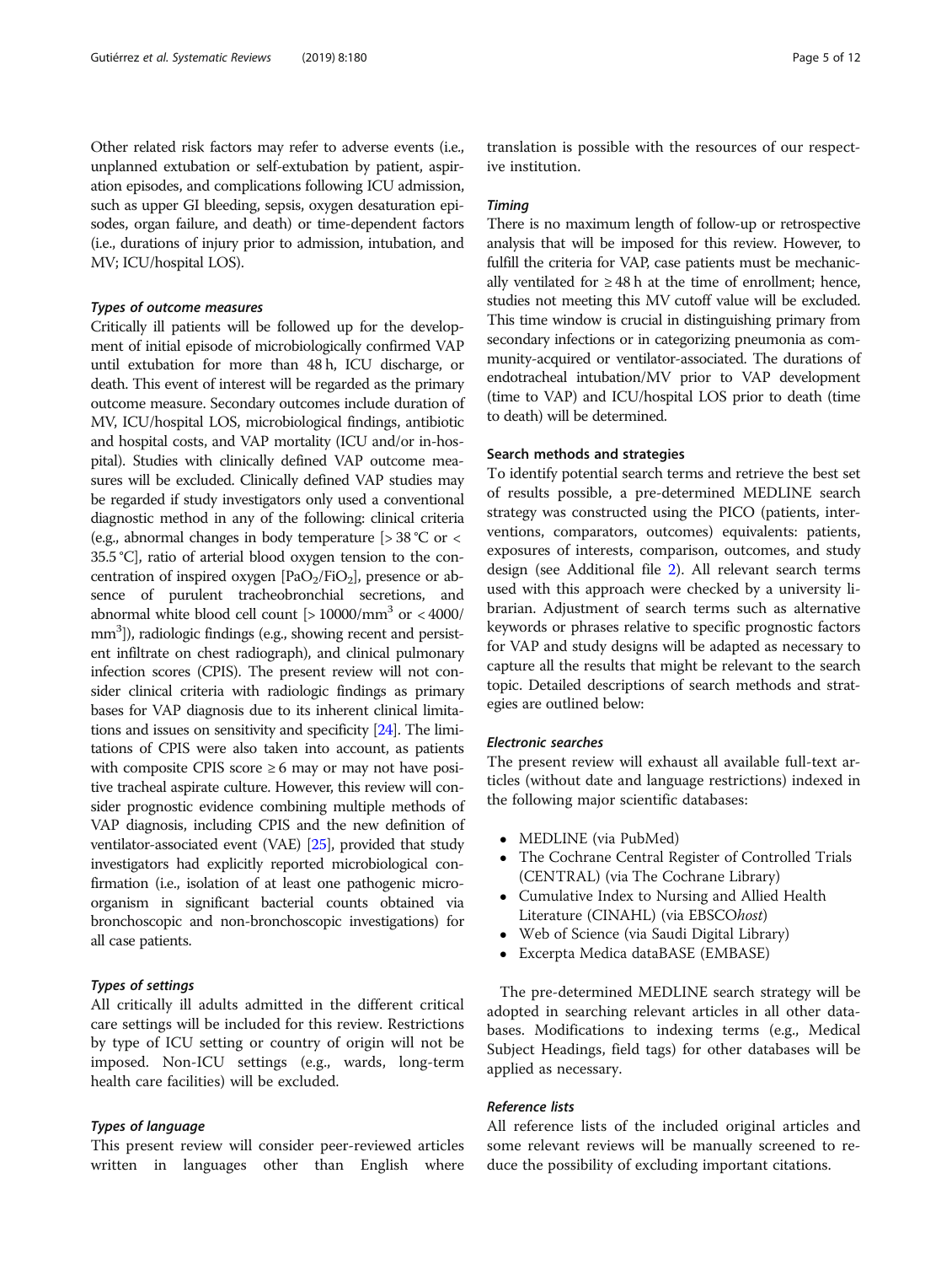Other related risk factors may refer to adverse events (i.e., unplanned extubation or self-extubation by patient, aspiration episodes, and complications following ICU admission, such as upper GI bleeding, sepsis, oxygen desaturation episodes, organ failure, and death) or time-dependent factors (i.e., durations of injury prior to admission, intubation, and MV; ICU/hospital LOS).

#### *Types of outcome measures*

Critically ill patients will be followed up for the development of initial episode of microbiologically confirmed VAP until extubation for more than 48 h, ICU discharge, or death. This event of interest will be regarded as the primary outcome measure. Secondary outcomes include duration of MV, ICU/hospital LOS, microbiological findings, antibiotic and hospital costs, and VAP mortality (ICU and/or in-hospital). Studies with clinically defined VAP outcome measures will be excluded. Clinically defined VAP studies may be regarded if study investigators only used a conventional diagnostic method in any of the following: clinical criteria (e.g., abnormal changes in body temperature [> 38 °C or < 35.5 °C], ratio of arterial blood oxygen tension to the concentration of inspired oxygen [$PaO_2/FiO_2$], presence or absence of purulent tracheobronchial secretions, and abnormal white blood cell count [> 10000/$mm^3$ or < 4000/$mm^3$]), radiologic findings (e.g., showing recent and persistent infiltrate on chest radiograph), and clinical pulmonary infection scores (CPIS). The present review will not consider clinical criteria with radiologic findings as primary bases for VAP diagnosis due to its inherent clinical limitations and issues on sensitivity and specificity [24]. The limitations of CPIS were also taken into account, as patients with composite CPIS score ≥ 6 may or may not have positive tracheal aspirate culture. However, this review will consider prognostic evidence combining multiple methods of VAP diagnosis, including CPIS and the new definition of ventilator-associated event (VAE) [25], provided that study investigators had explicitly reported microbiological confirmation (i.e., isolation of at least one pathogenic microorganism in significant bacterial counts obtained via bronchoscopic and non-bronchoscopic investigations) for all case patients.

#### *Types of settings*

All critically ill adults admitted in the different critical care settings will be included for this review. Restrictions by type of ICU setting or country of origin will not be imposed. Non-ICU settings (e.g., wards, long-term health care facilities) will be excluded.

#### *Types of language*

This present review will consider peer-reviewed articles written in languages other than English where translation is possible with the resources of our respective institution.

#### *Timing*

There is no maximum length of follow-up or retrospective analysis that will be imposed for this review. However, to fulfill the criteria for VAP, case patients must be mechanically ventilated for ≥ 48 h at the time of enrollment; hence, studies not meeting this MV cutoff value will be excluded. This time window is crucial in distinguishing primary from secondary infections or in categorizing pneumonia as community-acquired or ventilator-associated. The durations of endotracheal intubation/MV prior to VAP development (time to VAP) and ICU/hospital LOS prior to death (time to death) will be determined.

### Search methods and strategies

To identify potential search terms and retrieve the best set of results possible, a pre-determined MEDLINE search strategy was constructed using the PICO (patients, interventions, comparators, outcomes) equivalents: patients, exposures of interests, comparison, outcomes, and study design (see Additional file 2). All relevant search terms used with this approach were checked by a university librarian. Adjustment of search terms such as alternative keywords or phrases relative to specific prognostic factors for VAP and study designs will be adapted as necessary to capture all the results that might be relevant to the search topic. Detailed descriptions of search methods and strategies are outlined below:

#### *Electronic searches*

The present review will exhaust all available full-text articles (without date and language restrictions) indexed in the following major scientific databases:

- MEDLINE (via PubMed)
- The Cochrane Central Register of Controlled Trials (CENTRAL) (via The Cochrane Library)
- Cumulative Index to Nursing and Allied Health Literature (CINAHL) (via EBSCO*host*)
- Web of Science (via Saudi Digital Library)
- Excerpta Medica dataBASE (EMBASE)

The pre-determined MEDLINE search strategy will be adopted in searching relevant articles in all other databases. Modifications to indexing terms (e.g., Medical Subject Headings, field tags) for other databases will be applied as necessary.

#### *Reference lists*

All reference lists of the included original articles and some relevant reviews will be manually screened to reduce the possibility of excluding important citations.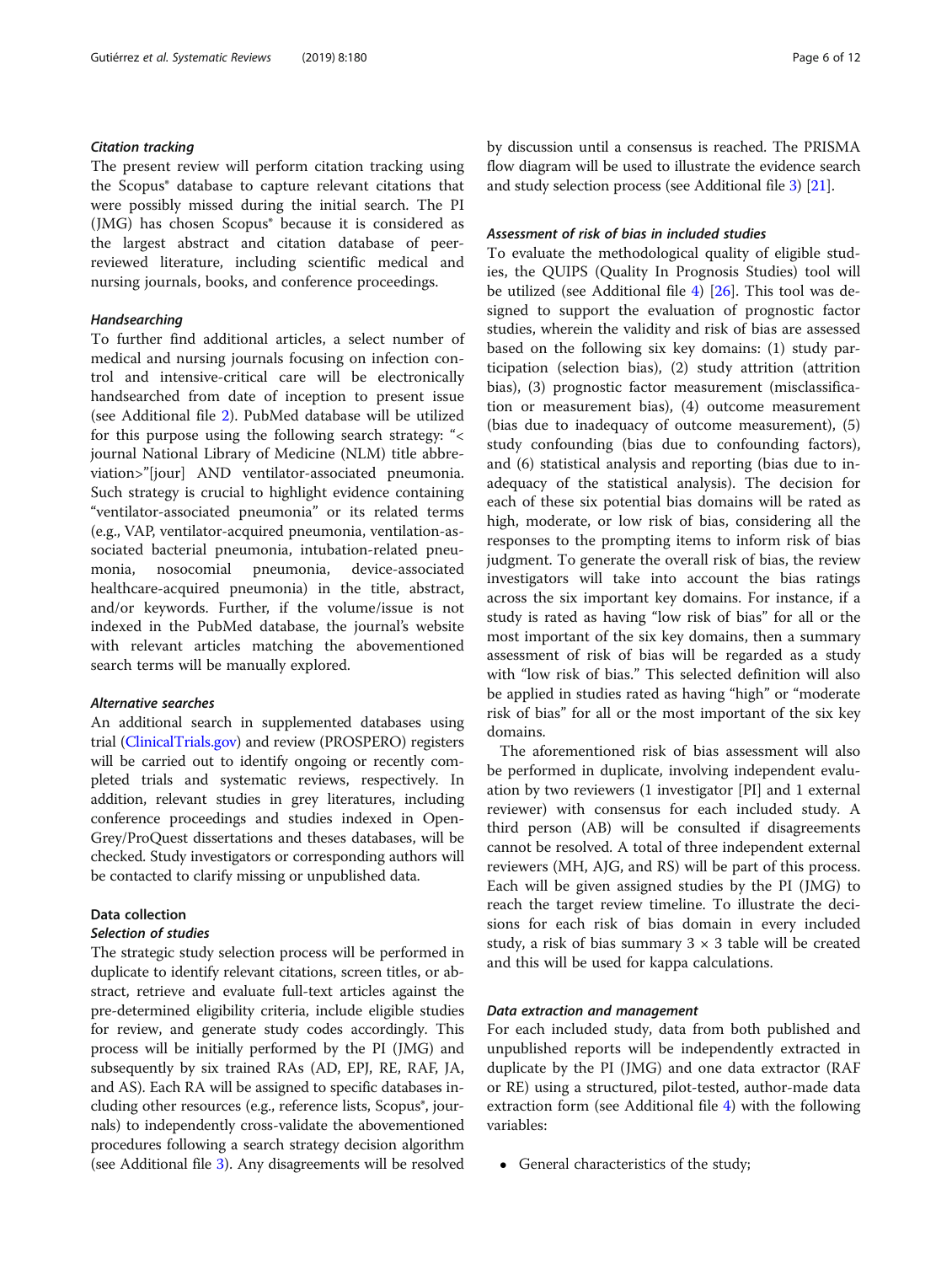#### *Citation tracking*

The present review will perform citation tracking using the Scopus® database to capture relevant citations that were possibly missed during the initial search. The PI (JMG) has chosen Scopus® because it is considered as the largest abstract and citation database of peer-reviewed literature, including scientific medical and nursing journals, books, and conference proceedings.

#### *Handsearching*

To further find additional articles, a select number of medical and nursing journals focusing on infection control and intensive-critical care will be electronically handsearched from date of inception to present issue (see Additional file 2). PubMed database will be utilized for this purpose using the following search strategy: "< journal National Library of Medicine (NLM) title abbreviation>"[jour] AND ventilator-associated pneumonia. Such strategy is crucial to highlight evidence containing "ventilator-associated pneumonia" or its related terms (e.g., VAP, ventilator-acquired pneumonia, ventilation-associated bacterial pneumonia, intubation-related pneumonia, nosocomial pneumonia, device-associated healthcare-acquired pneumonia) in the title, abstract, and/or keywords. Further, if the volume/issue is not indexed in the PubMed database, the journal's website with relevant articles matching the abovementioned search terms will be manually explored.

#### *Alternative searches*

An additional search in supplemented databases using trial (ClinicalTrials.gov) and review (PROSPERO) registers will be carried out to identify ongoing or recently completed trials and systematic reviews, respectively. In addition, relevant studies in grey literatures, including conference proceedings and studies indexed in OpenGrey/ProQuest dissertations and theses databases, will be checked. Study investigators or corresponding authors will be contacted to clarify missing or unpublished data.

### Data collection

#### *Selection of studies*

The strategic study selection process will be performed in duplicate to identify relevant citations, screen titles, or abstract, retrieve and evaluate full-text articles against the pre-determined eligibility criteria, include eligible studies for review, and generate study codes accordingly. This process will be initially performed by the PI (JMG) and subsequently by six trained RAs (AD, EPJ, RE, RAF, JA, and AS). Each RA will be assigned to specific databases including other resources (e.g., reference lists, Scopus®, journals) to independently cross-validate the abovementioned procedures following a search strategy decision algorithm (see Additional file 3). Any disagreements will be resolved by discussion until a consensus is reached. The PRISMA flow diagram will be used to illustrate the evidence search and study selection process (see Additional file 3) [21].

#### *Assessment of risk of bias in included studies*

To evaluate the methodological quality of eligible studies, the QUIPS (Quality In Prognosis Studies) tool will be utilized (see Additional file 4) [26]. This tool was designed to support the evaluation of prognostic factor studies, wherein the validity and risk of bias are assessed based on the following six key domains: (1) study participation (selection bias), (2) study attrition (attrition bias), (3) prognostic factor measurement (misclassification or measurement bias), (4) outcome measurement (bias due to inadequacy of outcome measurement), (5) study confounding (bias due to confounding factors), and (6) statistical analysis and reporting (bias due to inadequacy of the statistical analysis). The decision for each of these six potential bias domains will be rated as high, moderate, or low risk of bias, considering all the responses to the prompting items to inform risk of bias judgment. To generate the overall risk of bias, the review investigators will take into account the bias ratings across the six important key domains. For instance, if a study is rated as having "low risk of bias" for all or the most important of the six key domains, then a summary assessment of risk of bias will be regarded as a study with "low risk of bias." This selected definition will also be applied in studies rated as having "high" or "moderate risk of bias" for all or the most important of the six key domains.

The aforementioned risk of bias assessment will also be performed in duplicate, involving independent evaluation by two reviewers (1 investigator [PI] and 1 external reviewer) with consensus for each included study. A third person (AB) will be consulted if disagreements cannot be resolved. A total of three independent external reviewers (MH, AJG, and RS) will be part of this process. Each will be given assigned studies by the PI (JMG) to reach the target review timeline. To illustrate the decisions for each risk of bias domain in every included study, a risk of bias summary $3 \times 3$ table will be created and this will be used for kappa calculations.

#### *Data extraction and management*

For each included study, data from both published and unpublished reports will be independently extracted in duplicate by the PI (JMG) and one data extractor (RAF or RE) using a structured, pilot-tested, author-made data extraction form (see Additional file 4) with the following variables:

- General characteristics of the study;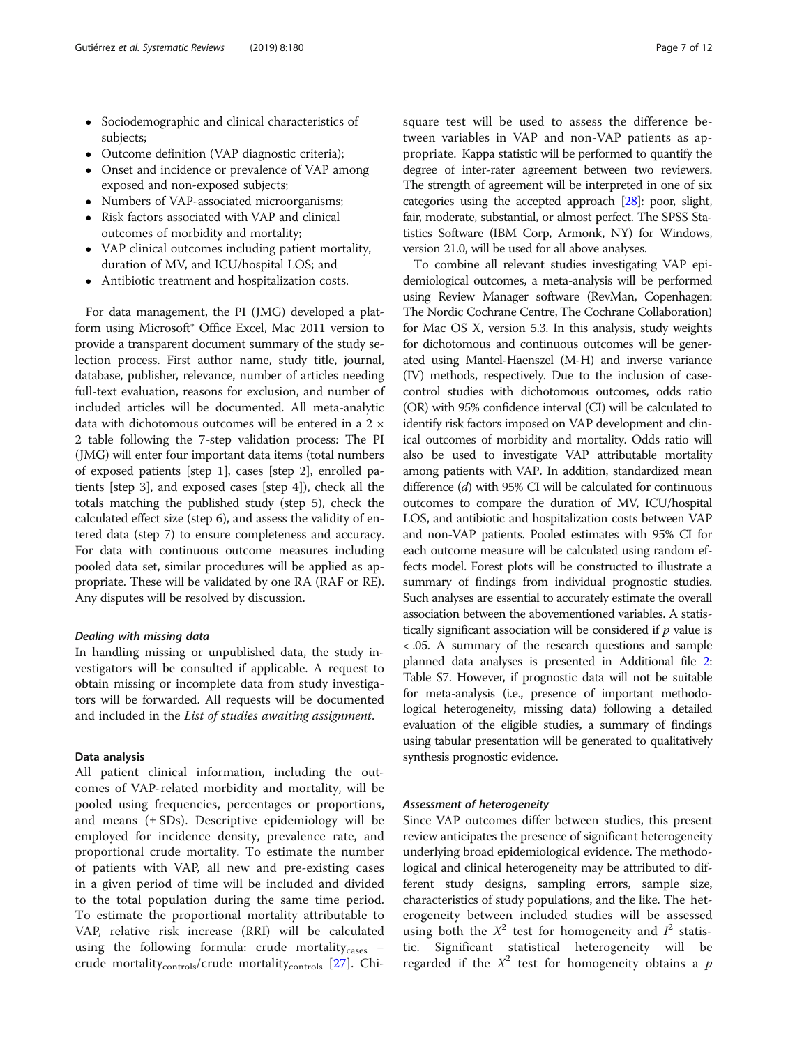- Sociodemographic and clinical characteristics of subjects;
- Outcome definition (VAP diagnostic criteria);
- Onset and incidence or prevalence of VAP among exposed and non-exposed subjects;
- Numbers of VAP-associated microorganisms;
- Risk factors associated with VAP and clinical outcomes of morbidity and mortality;
- VAP clinical outcomes including patient mortality, duration of MV, and ICU/hospital LOS; and
- Antibiotic treatment and hospitalization costs.

For data management, the PI (JMG) developed a platform using Microsoft® Office Excel, Mac 2011 version to provide a transparent document summary of the study selection process. First author name, study title, journal, database, publisher, relevance, number of articles needing full-text evaluation, reasons for exclusion, and number of included articles will be documented. All meta-analytic data with dichotomous outcomes will be entered in a 2 × 2 table following the 7-step validation process: The PI (JMG) will enter four important data items (total numbers of exposed patients [step 1], cases [step 2], enrolled patients [step 3], and exposed cases [step 4]), check all the totals matching the published study (step 5), check the calculated effect size (step 6), and assess the validity of entered data (step 7) to ensure completeness and accuracy. For data with continuous outcome measures including pooled data set, similar procedures will be applied as appropriate. These will be validated by one RA (RAF or RE). Any disputes will be resolved by discussion.

#### *Dealing with missing data*

In handling missing or unpublished data, the study investigators will be consulted if applicable. A request to obtain missing or incomplete data from study investigators will be forwarded. All requests will be documented and included in the *List of studies awaiting assignment*.

### Data analysis

All patient clinical information, including the outcomes of VAP-related morbidity and mortality, will be pooled using frequencies, percentages or proportions, and means (± SDs). Descriptive epidemiology will be employed for incidence density, prevalence rate, and proportional crude mortality. To estimate the number of patients with VAP, all new and pre-existing cases in a given period of time will be included and divided to the total population during the same time period. To estimate the proportional mortality attributable to VAP, relative risk increase (RRI) will be calculated using the following formula: crude $\text{mortality}_{\text{cases}}$ − crude $\text{mortality}_{\text{controls}}$/crude $\text{mortality}_{\text{controls}}$ [27]. Chi-square test will be used to assess the difference between variables in VAP and non-VAP patients as appropriate. Kappa statistic will be performed to quantify the degree of inter-rater agreement between two reviewers. The strength of agreement will be interpreted in one of six categories using the accepted approach [28]: poor, slight, fair, moderate, substantial, or almost perfect. The SPSS Statistics Software (IBM Corp, Armonk, NY) for Windows, version 21.0, will be used for all above analyses.

To combine all relevant studies investigating VAP epidemiological outcomes, a meta-analysis will be performed using Review Manager software (RevMan, Copenhagen: The Nordic Cochrane Centre, The Cochrane Collaboration) for Mac OS X, version 5.3. In this analysis, study weights for dichotomous and continuous outcomes will be generated using Mantel-Haenszel (M-H) and inverse variance (IV) methods, respectively. Due to the inclusion of case-control studies with dichotomous outcomes, odds ratio (OR) with 95% confidence interval (CI) will be calculated to identify risk factors imposed on VAP development and clinical outcomes of morbidity and mortality. Odds ratio will also be used to investigate VAP attributable mortality among patients with VAP. In addition, standardized mean difference ($d$) with 95% CI will be calculated for continuous outcomes to compare the duration of MV, ICU/hospital LOS, and antibiotic and hospitalization costs between VAP and non-VAP patients. Pooled estimates with 95% CI for each outcome measure will be calculated using random effects model. Forest plots will be constructed to illustrate a summary of findings from individual prognostic studies. Such analyses are essential to accurately estimate the overall association between the abovementioned variables. A statistically significant association will be considered if $p$ value is $< .05$. A summary of the research questions and sample planned data analyses is presented in Additional file 2: Table S7. However, if prognostic data will not be suitable for meta-analysis (i.e., presence of important methodological heterogeneity, missing data) following a detailed evaluation of the eligible studies, a summary of findings using tabular presentation will be generated to qualitatively synthesis prognostic evidence.

#### *Assessment of heterogeneity*

Since VAP outcomes differ between studies, this present review anticipates the presence of significant heterogeneity underlying broad epidemiological evidence. The methodological and clinical heterogeneity may be attributed to different study designs, sampling errors, sample size, characteristics of study populations, and the like. The heterogeneity between included studies will be assessed using both the $X^2$ test for homogeneity and $I^2$ statistic. Significant statistical heterogeneity will be regarded if the $X^2$ test for homogeneity obtains a $p$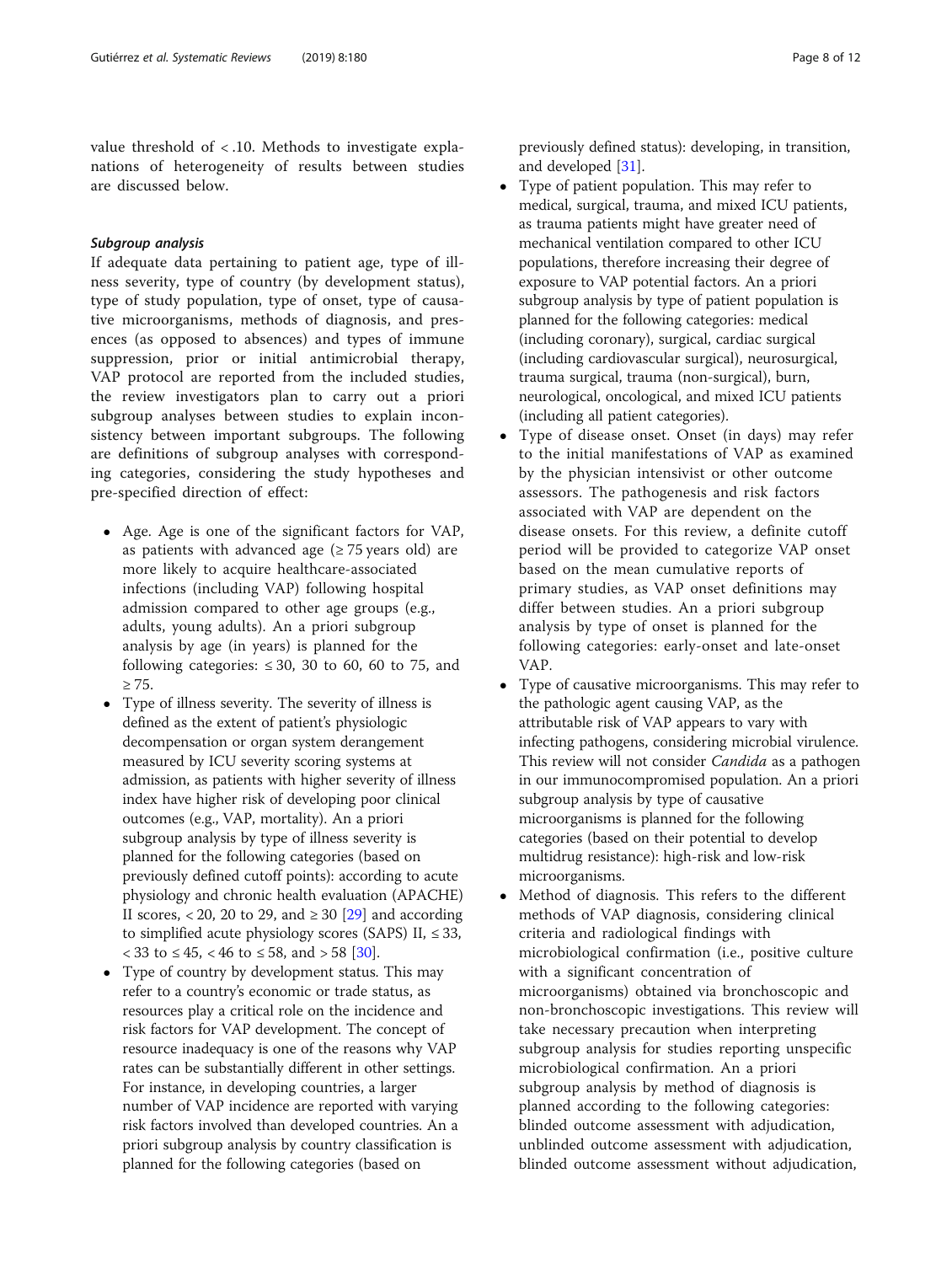value threshold of < .10. Methods to investigate explanations of heterogeneity of results between studies are discussed below.

#### *Subgroup analysis*

If adequate data pertaining to patient age, type of illness severity, type of country (by development status), type of study population, type of onset, type of causative microorganisms, methods of diagnosis, and presences (as opposed to absences) and types of immune suppression, prior or initial antimicrobial therapy, VAP protocol are reported from the included studies, the review investigators plan to carry out a priori subgroup analyses between studies to explain inconsistency between important subgroups. The following are definitions of subgroup analyses with corresponding categories, considering the study hypotheses and pre-specified direction of effect:

- Age. Age is one of the significant factors for VAP, as patients with advanced age (≥ 75 years old) are more likely to acquire healthcare-associated infections (including VAP) following hospital admission compared to other age groups (e.g., adults, young adults). An a priori subgroup analysis by age (in years) is planned for the following categories: ≤ 30, 30 to 60, 60 to 75, and ≥ 75.
- Type of illness severity. The severity of illness is defined as the extent of patient's physiologic decompensation or organ system derangement measured by ICU severity scoring systems at admission, as patients with higher severity of illness index have higher risk of developing poor clinical outcomes (e.g., VAP, mortality). An a priori subgroup analysis by type of illness severity is planned for the following categories (based on previously defined cutoff points): according to acute physiology and chronic health evaluation (APACHE) II scores, < 20, 20 to 29, and ≥ 30 [29] and according to simplified acute physiology scores (SAPS) II, ≤ 33, < 33 to ≤ 45, < 46 to ≤ 58, and > 58 [30].
- Type of country by development status. This may refer to a country's economic or trade status, as resources play a critical role on the incidence and risk factors for VAP development. The concept of resource inadequacy is one of the reasons why VAP rates can be substantially different in other settings. For instance, in developing countries, a larger number of VAP incidence are reported with varying risk factors involved than developed countries. An a priori subgroup analysis by country classification is planned for the following categories (based on previously defined status): developing, in transition, and developed [31].
- Type of patient population. This may refer to medical, surgical, trauma, and mixed ICU patients, as trauma patients might have greater need of mechanical ventilation compared to other ICU populations, therefore increasing their degree of exposure to VAP potential factors. An a priori subgroup analysis by type of patient population is planned for the following categories: medical (including coronary), surgical, cardiac surgical (including cardiovascular surgical), neurosurgical, trauma surgical, trauma (non-surgical), burn, neurological, oncological, and mixed ICU patients (including all patient categories).
- Type of disease onset. Onset (in days) may refer to the initial manifestations of VAP as examined by the physician intensivist or other outcome assessors. The pathogenesis and risk factors associated with VAP are dependent on the disease onsets. For this review, a definite cutoff period will be provided to categorize VAP onset based on the mean cumulative reports of primary studies, as VAP onset definitions may differ between studies. An a priori subgroup analysis by type of onset is planned for the following categories: early-onset and late-onset VAP.
- Type of causative microorganisms. This may refer to the pathologic agent causing VAP, as the attributable risk of VAP appears to vary with infecting pathogens, considering microbial virulence. This review will not consider *Candida* as a pathogen in our immunocompromised population. An a priori subgroup analysis by type of causative microorganisms is planned for the following categories (based on their potential to develop multidrug resistance): high-risk and low-risk microorganisms.
- Method of diagnosis. This refers to the different methods of VAP diagnosis, considering clinical criteria and radiological findings with microbiological confirmation (i.e., positive culture with a significant concentration of microorganisms) obtained via bronchoscopic and non-bronchoscopic investigations. This review will take necessary precaution when interpreting subgroup analysis for studies reporting unspecific microbiological confirmation. An a priori subgroup analysis by method of diagnosis is planned according to the following categories: blinded outcome assessment with adjudication, unblinded outcome assessment with adjudication, blinded outcome assessment without adjudication,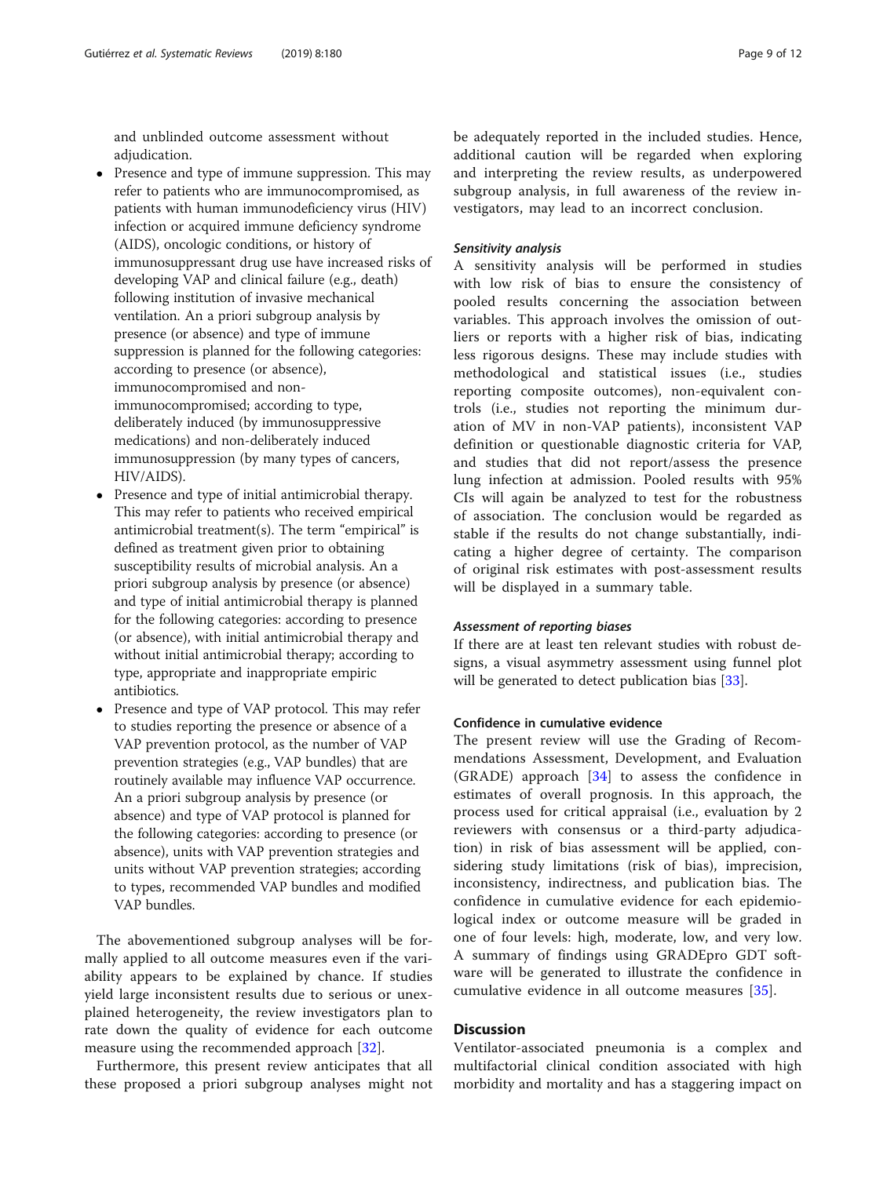and unblinded outcome assessment without adjudication.

- Presence and type of immune suppression. This may refer to patients who are immunocompromised, as patients with human immunodeficiency virus (HIV) infection or acquired immune deficiency syndrome (AIDS), oncologic conditions, or history of immunosuppressant drug use have increased risks of developing VAP and clinical failure (e.g., death) following institution of invasive mechanical ventilation. An a priori subgroup analysis by presence (or absence) and type of immune suppression is planned for the following categories: according to presence (or absence), immunocompromised and non-immunocompromised; according to type, deliberately induced (by immunosuppressive medications) and non-deliberately induced immunosuppression (by many types of cancers, HIV/AIDS).
- Presence and type of initial antimicrobial therapy. This may refer to patients who received empirical antimicrobial treatment(s). The term "empirical" is defined as treatment given prior to obtaining susceptibility results of microbial analysis. An a priori subgroup analysis by presence (or absence) and type of initial antimicrobial therapy is planned for the following categories: according to presence (or absence), with initial antimicrobial therapy and without initial antimicrobial therapy; according to type, appropriate and inappropriate empiric antibiotics.
- Presence and type of VAP protocol. This may refer to studies reporting the presence or absence of a VAP prevention protocol, as the number of VAP prevention strategies (e.g., VAP bundles) that are routinely available may influence VAP occurrence. An a priori subgroup analysis by presence (or absence) and type of VAP protocol is planned for the following categories: according to presence (or absence), units with VAP prevention strategies and units without VAP prevention strategies; according to types, recommended VAP bundles and modified VAP bundles.

The abovementioned subgroup analyses will be formally applied to all outcome measures even if the variability appears to be explained by chance. If studies yield large inconsistent results due to serious or unexplained heterogeneity, the review investigators plan to rate down the quality of evidence for each outcome measure using the recommended approach [32].

Furthermore, this present review anticipates that all these proposed a priori subgroup analyses might not be adequately reported in the included studies. Hence, additional caution will be regarded when exploring and interpreting the review results, as underpowered subgroup analysis, in full awareness of the review investigators, may lead to an incorrect conclusion.

#### *Sensitivity analysis*

A sensitivity analysis will be performed in studies with low risk of bias to ensure the consistency of pooled results concerning the association between variables. This approach involves the omission of outliers or reports with a higher risk of bias, indicating less rigorous designs. These may include studies with methodological and statistical issues (i.e., studies reporting composite outcomes), non-equivalent controls (i.e., studies not reporting the minimum duration of MV in non-VAP patients), inconsistent VAP definition or questionable diagnostic criteria for VAP, and studies that did not report/assess the presence lung infection at admission. Pooled results with 95% CIs will again be analyzed to test for the robustness of association. The conclusion would be regarded as stable if the results do not change substantially, indicating a higher degree of certainty. The comparison of original risk estimates with post-assessment results will be displayed in a summary table.

#### *Assessment of reporting biases*

If there are at least ten relevant studies with robust designs, a visual asymmetry assessment using funnel plot will be generated to detect publication bias [33].

### Confidence in cumulative evidence

The present review will use the Grading of Recommendations Assessment, Development, and Evaluation (GRADE) approach [34] to assess the confidence in estimates of overall prognosis. In this approach, the process used for critical appraisal (i.e., evaluation by 2 reviewers with consensus or a third-party adjudication) in risk of bias assessment will be applied, considering study limitations (risk of bias), imprecision, inconsistency, indirectness, and publication bias. The confidence in cumulative evidence for each epidemiological index or outcome measure will be graded in one of four levels: high, moderate, low, and very low. A summary of findings using GRADEpro GDT software will be generated to illustrate the confidence in cumulative evidence in all outcome measures [35].

## Discussion

Ventilator-associated pneumonia is a complex and multifactorial clinical condition associated with high morbidity and mortality and has a staggering impact on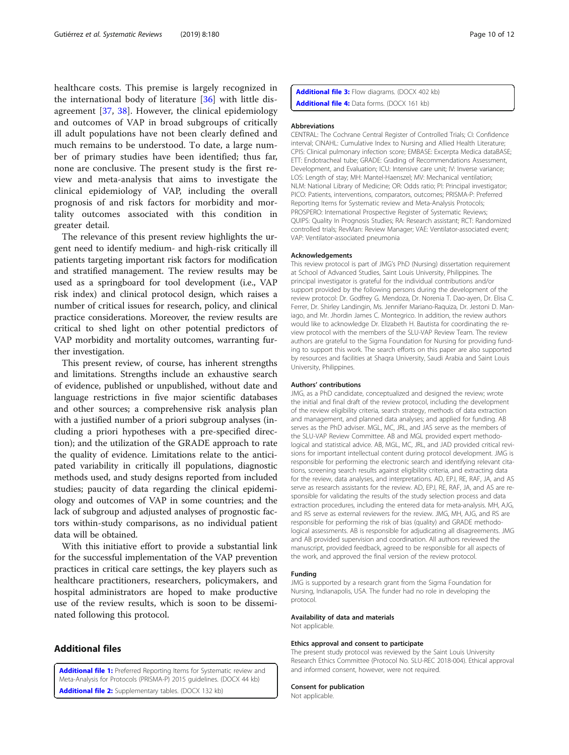healthcare costs. This premise is largely recognized in the international body of literature [36] with little disagreement [37, 38]. However, the clinical epidemiology and outcomes of VAP in broad subgroups of critically ill adult populations have not been clearly defined and much remains to be understood. To date, a large number of primary studies have been identified; thus far, none are conclusive. The present study is the first review and meta-analysis that aims to investigate the clinical epidemiology of VAP, including the overall prognosis of and risk factors for morbidity and mortality outcomes associated with this condition in greater detail.

The relevance of this present review highlights the urgent need to identify medium- and high-risk critically ill patients targeting important risk factors for modification and stratified management. The review results may be used as a springboard for tool development (i.e., VAP risk index) and clinical protocol design, which raises a number of critical issues for research, policy, and clinical practice considerations. Moreover, the review results are critical to shed light on other potential predictors of VAP morbidity and mortality outcomes, warranting further investigation.

This present review, of course, has inherent strengths and limitations. Strengths include an exhaustive search of evidence, published or unpublished, without date and language restrictions in five major scientific databases and other sources; a comprehensive risk analysis plan with a justified number of a priori subgroup analyses (including a priori hypotheses with a pre-specified direction); and the utilization of the GRADE approach to rate the quality of evidence. Limitations relate to the anticipated variability in critically ill populations, diagnostic methods used, and study designs reported from included studies; paucity of data regarding the clinical epidemiology and outcomes of VAP in some countries; and the lack of subgroup and adjusted analyses of prognostic factors within-study comparisons, as no individual patient data will be obtained.

With this initiative effort to provide a substantial link for the successful implementation of the VAP prevention practices in critical care settings, the key players such as healthcare practitioners, researchers, policymakers, and hospital administrators are hoped to make productive use of the review results, which is soon to be disseminated following this protocol.

## Additional files

**Additional file 1:** Preferred Reporting Items for Systematic review and Meta-Analysis for Protocols (PRISMA-P) 2015 guidelines. (DOCX 44 kb)
**Additional file 2:** Supplementary tables. (DOCX 132 kb)
**Additional file 3:** Flow diagrams. (DOCX 402 kb)
**Additional file 4:** Data forms. (DOCX 161 kb)

#### Abbreviations

CENTRAL: The Cochrane Central Register of Controlled Trials; CI: Confidence interval; CINAHL: Cumulative Index to Nursing and Allied Health Literature; CPIS: Clinical pulmonary infection score; EMBASE: Excerpta Medica dataBASE; ETT: Endotracheal tube; GRADE: Grading of Recommendations Assessment, Development, and Evaluation; ICU: Intensive care unit; IV: Inverse variance; LOS: Length of stay; MH: Mantel-Haenszel; MV: Mechanical ventilation; NLM: National Library of Medicine; OR: Odds ratio; PI: Principal investigator; PICO: Patients, interventions, comparators, outcomes; PRISMA-P: Preferred Reporting Items for Systematic review and Meta-Analysis Protocols; PROSPERO: International Prospective Register of Systematic Reviews; QUIPS: Quality In Prognosis Studies; RA: Research assistant; RCT: Randomized controlled trials; RevMan: Review Manager; VAE: Ventilator-associated event; VAP: Ventilator-associated pneumonia

#### Acknowledgements

This review protocol is part of JMG's PhD (Nursing) dissertation requirement at School of Advanced Studies, Saint Louis University, Philippines. The principal investigator is grateful for the individual contributions and/or support provided by the following persons during the development of the review protocol: Dr. Godfrey G. Mendoza, Dr. Norenia T. Dao-ayen, Dr. Elisa C. Ferrer, Dr. Shirley Landingin, Ms. Jennifer Mariano-Raquiza, Dr. Jestoni D. Maniago, and Mr. Jhordin James C. Montegrico. In addition, the review authors would like to acknowledge Dr. Elizabeth H. Bautista for coordinating the review protocol with the members of the SLU-VAP Review Team. The review authors are grateful to the Sigma Foundation for Nursing for providing funding to support this work. The search efforts on this paper are also supported by resources and facilities at Shaqra University, Saudi Arabia and Saint Louis University, Philippines.

#### Authors' contributions

JMG, as a PhD candidate, conceptualized and designed the review; wrote the initial and final draft of the review protocol, including the development of the review eligibility criteria, search strategy, methods of data extraction and management, and planned data analyses; and applied for funding. AB serves as the PhD adviser. MGL, MC, JRL, and JAS serve as the members of the SLU-VAP Review Committee. AB and MGL provided expert methodological and statistical advice. AB, MGL, MC, JRL, and JAD provided critical revisions for important intellectual content during protocol development. JMG is responsible for performing the electronic search and identifying relevant citations, screening search results against eligibility criteria, and extracting data for the review, data analyses, and interpretations. AD, EPJ, RE, RAF, JA, and AS serve as research assistants for the review. AD, EPJ, RE, RAF, JA, and AS are responsible for validating the results of the study selection process and data extraction procedures, including the entered data for meta-analysis. MH, AJG, and RS serve as external reviewers for the review. JMG, MH, AJG, and RS are responsible for performing the risk of bias (quality) and GRADE methodological assessments. AB is responsible for adjudicating all disagreements. JMG and AB provided supervision and coordination. All authors reviewed the manuscript, provided feedback, agreed to be responsible for all aspects of the work, and approved the final version of the review protocol.

#### Funding

JMG is supported by a research grant from the Sigma Foundation for Nursing, Indianapolis, USA. The funder had no role in developing the protocol.

#### Availability of data and materials

Not applicable.

#### Ethics approval and consent to participate

The present study protocol was reviewed by the Saint Louis University Research Ethics Committee (Protocol No. SLU-REC 2018-004). Ethical approval and informed consent, however, were not required.

#### Consent for publication

Not applicable.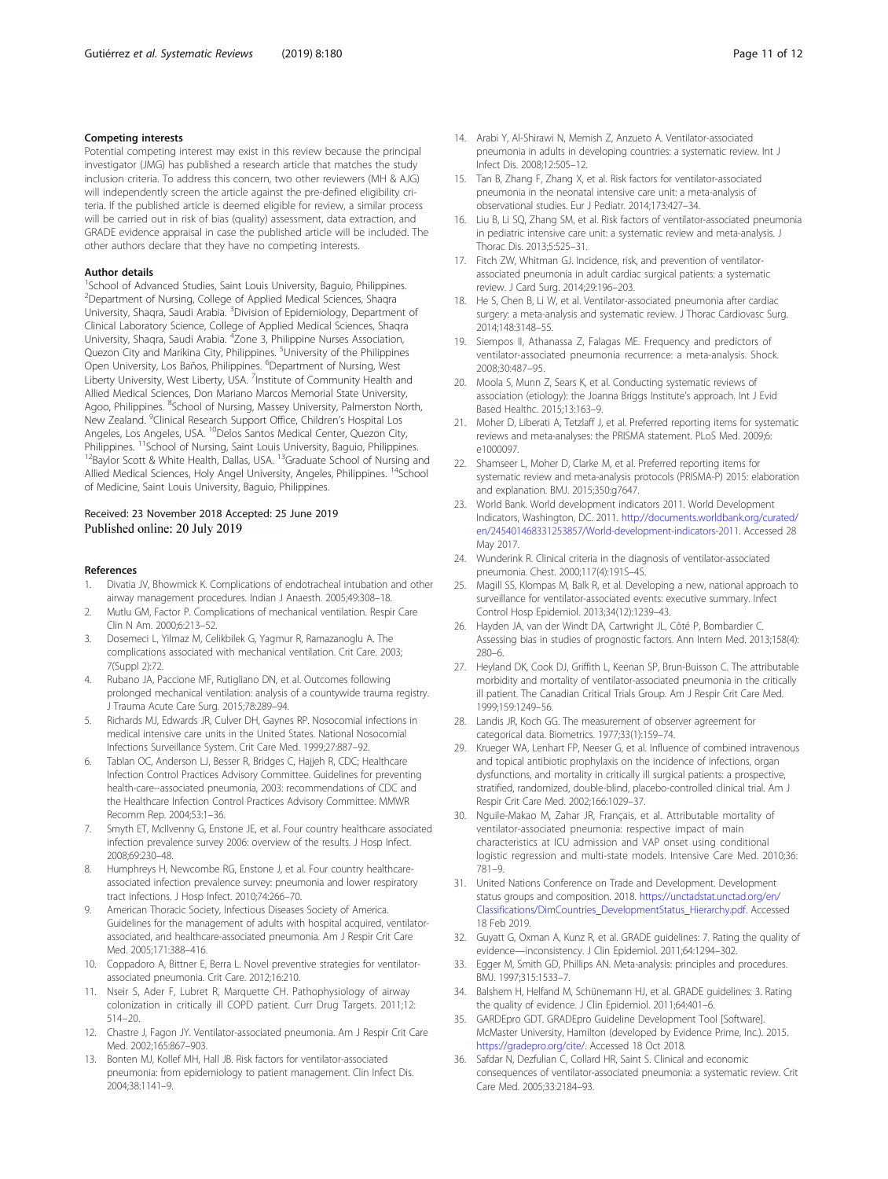### Competing interests

Potential competing interest may exist in this review because the principal investigator (JMG) has published a research article that matches the study inclusion criteria. To address this concern, two other reviewers (MH & AJG) will independently screen the article against the pre-defined eligibility criteria. If the published article is deemed eligible for review, a similar process will be carried out in risk of bias (quality) assessment, data extraction, and GRADE evidence appraisal in case the published article will be included. The other authors declare that they have no competing interests.

### Author details

[1]School of Advanced Studies, Saint Louis University, Baguio, Philippines. [2]Department of Nursing, College of Applied Medical Sciences, Shaqra University, Shaqra, Saudi Arabia. [3]Division of Epidemiology, Department of Clinical Laboratory Science, College of Applied Medical Sciences, Shaqra University, Shaqra, Saudi Arabia. [4]Zone 3, Philippine Nurses Association, Quezon City and Marikina City, Philippines. [5]University of the Philippines Open University, Los Baños, Philippines. [6]Department of Nursing, West Liberty University, West Liberty, USA. [7]Institute of Community Health and Allied Medical Sciences, Don Mariano Marcos Memorial State University, Agoo, Philippines. [8]School of Nursing, Massey University, Palmerston North, New Zealand. [9]Clinical Research Support Office, Children's Hospital Los Angeles, Los Angeles, USA. [10]Delos Santos Medical Center, Quezon City, Philippines. [11]School of Nursing, Saint Louis University, Baguio, Philippines. [12]Baylor Scott & White Health, Dallas, USA. [13]Graduate School of Nursing and Allied Medical Sciences, Holy Angel University, Angeles, Philippines. [14]School of Medicine, Saint Louis University, Baguio, Philippines.

Received: 23 November 2018 Accepted: 25 June 2019
Published online: 20 July 2019

### References

1. Divatia JV, Bhowmick K. Complications of endotracheal intubation and other airway management procedures. Indian J Anaesth. 2005;49:308–18.
2. Mutlu GM, Factor P. Complications of mechanical ventilation. Respir Care Clin N Am. 2000;6:213–52.
3. Dosemeci L, Yilmaz M, Celikbilek G, Yagmur R, Ramazanoglu A. The complications associated with mechanical ventilation. Crit Care. 2003; 7(Suppl 2):72.
4. Rubano JA, Paccione MF, Rutigliano DN, et al. Outcomes following prolonged mechanical ventilation: analysis of a countywide trauma registry. J Trauma Acute Care Surg. 2015;78:289–94.
5. Richards MJ, Edwards JR, Culver DH, Gaynes RP. Nosocomial infections in medical intensive care units in the United States. National Nosocomial Infections Surveillance System. Crit Care Med. 1999;27:887–92.
6. Tablan OC, Anderson LJ, Besser R, Bridges C, Hajjeh R, CDC; Healthcare Infection Control Practices Advisory Committee. Guidelines for preventing health-care--associated pneumonia, 2003: recommendations of CDC and the Healthcare Infection Control Practices Advisory Committee. MMWR Recomm Rep. 2004;53:1–36.
7. Smyth ET, McIlvenny G, Enstone JE, et al. Four country healthcare associated infection prevalence survey 2006: overview of the results. J Hosp Infect. 2008;69:230–48.
8. Humphreys H, Newcombe RG, Enstone J, et al. Four country healthcare-associated infection prevalence survey: pneumonia and lower respiratory tract infections. J Hosp Infect. 2010;74:266–70.
9. American Thoracic Society, Infectious Diseases Society of America. Guidelines for the management of adults with hospital acquired, ventilator-associated, and healthcare-associated pneumonia. Am J Respir Crit Care Med. 2005;171:388–416.
10. Coppadoro A, Bittner E, Berra L. Novel preventive strategies for ventilator-associated pneumonia. Crit Care. 2012;16:210.
11. Nseir S, Ader F, Lubret R, Marquette CH. Pathophysiology of airway colonization in critically ill COPD patient. Curr Drug Targets. 2011;12: 514–20.
12. Chastre J, Fagon JY. Ventilator-associated pneumonia. Am J Respir Crit Care Med. 2002;165:867–903.
13. Bonten MJ, Kollef MH, Hall JB. Risk factors for ventilator-associated pneumonia: from epidemiology to patient management. Clin Infect Dis. 2004;38:1141–9.
14. Arabi Y, Al-Shirawi N, Memish Z, Anzueto A. Ventilator-associated pneumonia in adults in developing countries: a systematic review. Int J Infect Dis. 2008;12:505–12.
15. Tan B, Zhang F, Zhang X, et al. Risk factors for ventilator-associated pneumonia in the neonatal intensive care unit: a meta-analysis of observational studies. Eur J Pediatr. 2014;173:427–34.
16. Liu B, Li SQ, Zhang SM, et al. Risk factors of ventilator-associated pneumonia in pediatric intensive care unit: a systematic review and meta-analysis. J Thorac Dis. 2013;5:525–31.
17. Fitch ZW, Whitman GJ. Incidence, risk, and prevention of ventilator-associated pneumonia in adult cardiac surgical patients: a systematic review. J Card Surg. 2014;29:196–203.
18. He S, Chen B, Li W, et al. Ventilator-associated pneumonia after cardiac surgery: a meta-analysis and systematic review. J Thorac Cardiovasc Surg. 2014;148:3148–55.
19. Siempos II, Athanassa Z, Falagas ME. Frequency and predictors of ventilator-associated pneumonia recurrence: a meta-analysis. Shock. 2008;30:487–95.
20. Moola S, Munn Z, Sears K, et al. Conducting systematic reviews of association (etiology): the Joanna Briggs Institute's approach. Int J Evid Based Healthc. 2015;13:163–9.
21. Moher D, Liberati A, Tetzlaff J, et al. Preferred reporting items for systematic reviews and meta-analyses: the PRISMA statement. PLoS Med. 2009;6: e1000097.
22. Shamseer L, Moher D, Clarke M, et al. Preferred reporting items for systematic review and meta-analysis protocols (PRISMA-P) 2015: elaboration and explanation. BMJ. 2015;350:g7647.
23. World Bank. World development indicators 2011. World Development Indicators, Washington, DC. 2011. http://documents.worldbank.org/curated/en/245401468331253857/World-development-indicators-2011. Accessed 28 May 2017.
24. Wunderink R. Clinical criteria in the diagnosis of ventilator-associated pneumonia. Chest. 2000;117(4):191S–4S.
25. Magill SS, Klompas M, Balk R, et al. Developing a new, national approach to surveillance for ventilator-associated events: executive summary. Infect Control Hosp Epidemiol. 2013;34(12):1239–43.
26. Hayden JA, van der Windt DA, Cartwright JL, Côté P, Bombardier C. Assessing bias in studies of prognostic factors. Ann Intern Med. 2013;158(4): 280–6.
27. Heyland DK, Cook DJ, Griffith L, Keenan SP, Brun-Buisson C. The attributable morbidity and mortality of ventilator-associated pneumonia in the critically ill patient. The Canadian Critical Trials Group. Am J Respir Crit Care Med. 1999;159:1249–56.
28. Landis JR, Koch GG. The measurement of observer agreement for categorical data. Biometrics. 1977;33(1):159–74.
29. Krueger WA, Lenhart FP, Neeser G, et al. Influence of combined intravenous and topical antibiotic prophylaxis on the incidence of infections, organ dysfunctions, and mortality in critically ill surgical patients: a prospective, stratified, randomized, double-blind, placebo-controlled clinical trial. Am J Respir Crit Care Med. 2002;166:1029–37.
30. Nguile-Makao M, Zahar JR, Français, et al. Attributable mortality of ventilator-associated pneumonia: respective impact of main characteristics at ICU admission and VAP onset using conditional logistic regression and multi-state models. Intensive Care Med. 2010;36: 781–9.
31. United Nations Conference on Trade and Development. Development status groups and composition. 2018. https://unctadstat.unctad.org/en/Classifications/DimCountries_DevelopmentStatus_Hierarchy.pdf. Accessed 18 Feb 2019.
32. Guyatt G, Oxman A, Kunz R, et al. GRADE guidelines: 7. Rating the quality of evidence—inconsistency. J Clin Epidemiol. 2011;64:1294–302.
33. Egger M, Smith GD, Phillips AN. Meta-analysis: principles and procedures. BMJ. 1997;315:1533–7.
34. Balshem H, Helfand M, Schünemann HJ, et al. GRADE guidelines: 3. Rating the quality of evidence. J Clin Epidemiol. 2011;64:401–6.
35. GARDEpro GDT. GRADEpro Guideline Development Tool [Software]. McMaster University, Hamilton (developed by Evidence Prime, Inc.). 2015. https://gradepro.org/cite/. Accessed 18 Oct 2018.
36. Safdar N, Dezfulian C, Collard HR, Saint S. Clinical and economic consequences of ventilator-associated pneumonia: a systematic review. Crit Care Med. 2005;33:2184–93.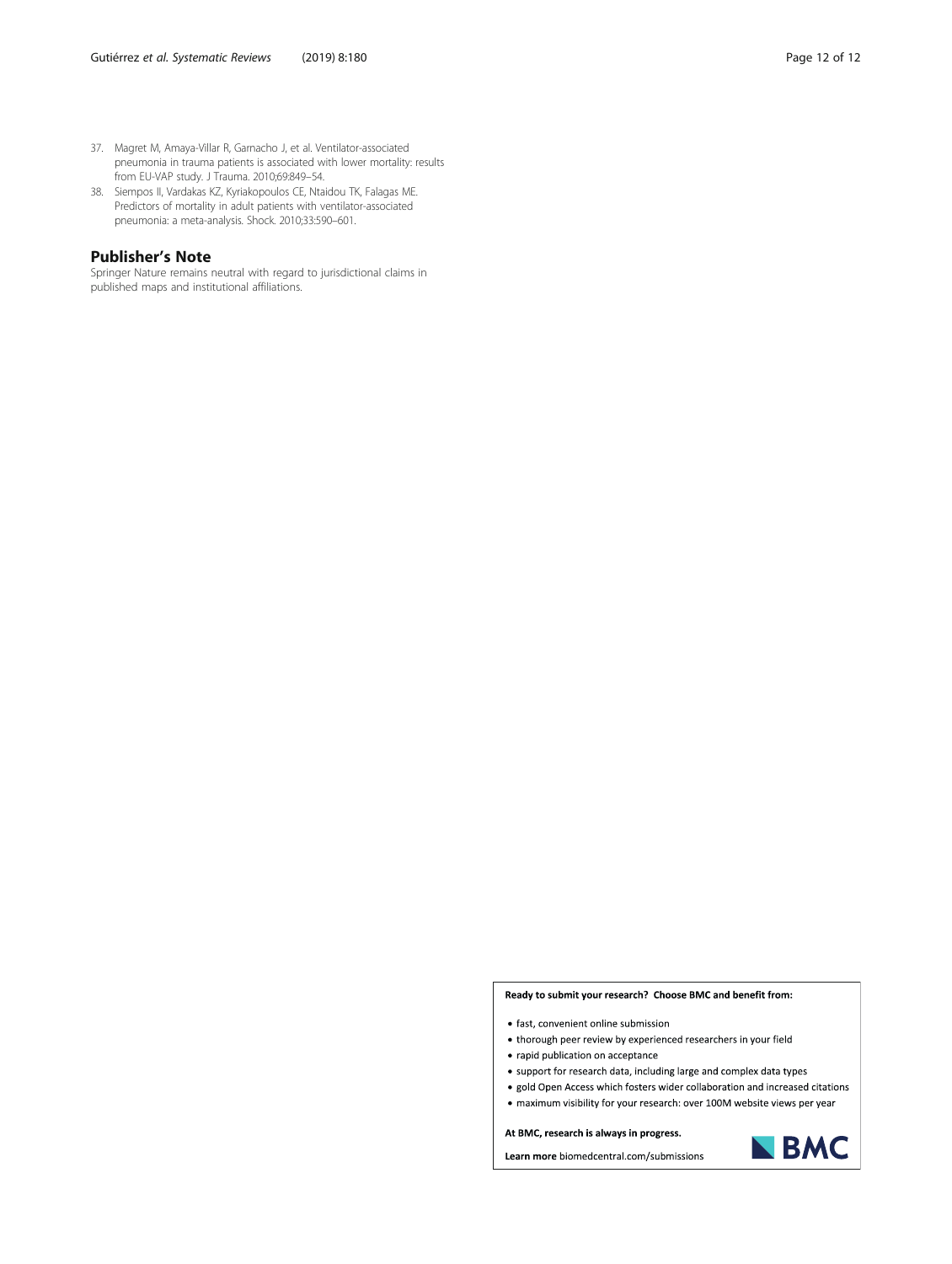37. Magret M, Amaya-Villar R, Garnacho J, et al. Ventilator-associated pneumonia in trauma patients is associated with lower mortality: results from EU-VAP study. J Trauma. 2010;69:849–54.
38. Siempos II, Vardakas KZ, Kyriakopoulos CE, Ntaidou TK, Falagas ME. Predictors of mortality in adult patients with ventilator-associated pneumonia: a meta-analysis. Shock. 2010;33:590–601.

## Publisher's Note

Springer Nature remains neutral with regard to jurisdictional claims in published maps and institutional affiliations.

**Ready to submit your research? Choose BMC and benefit from:**

- fast, convenient online submission
- thorough peer review by experienced researchers in your field
- rapid publication on acceptance
- support for research data, including large and complex data types
- gold Open Access which fosters wider collaboration and increased citations
- maximum visibility for your research: over 100M website views per year

**At BMC, research is always in progress.**

**Learn more** biomedcentral.com/submissions

BMC